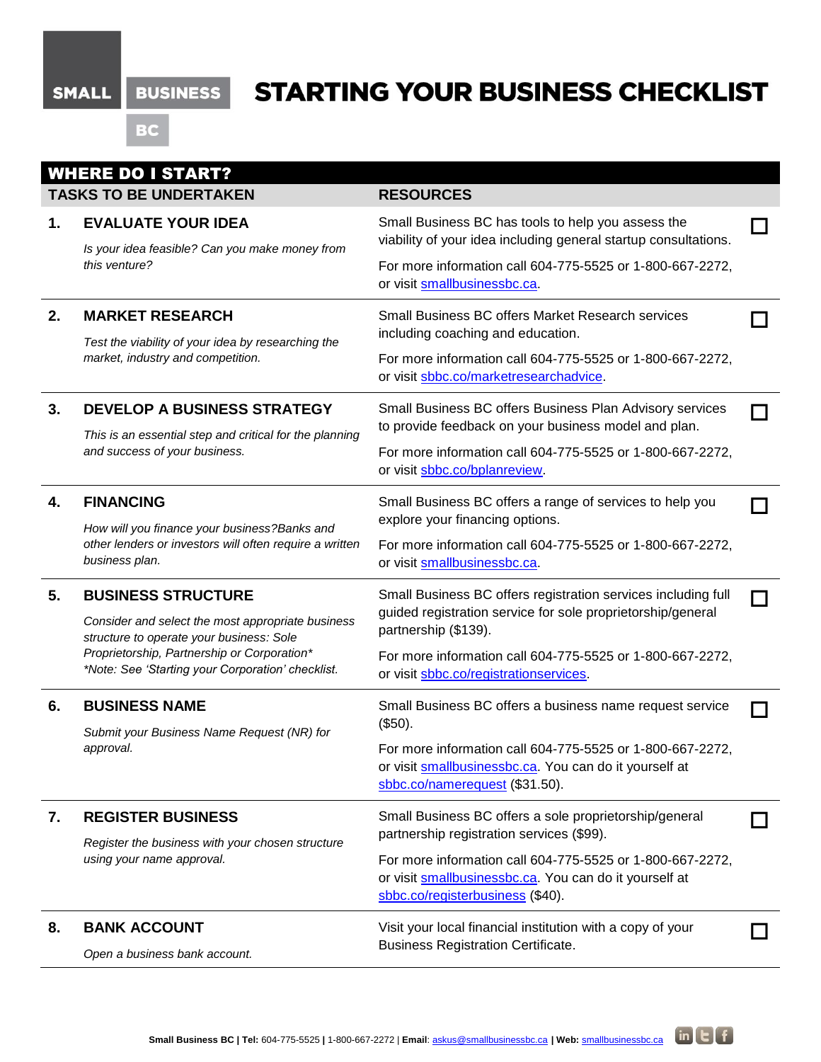SMALL BUSINESS BC

# STARTING YOUR BUSINESS CHECKLIST

## WHERE DO I START?

| | TASKS TO BE UNDERTAKEN | RESOURCES | |
|---|---|---|---|
| 1. | **EVALUATE YOUR IDEA**<br>*Is your idea feasible? Can you make money from this venture?* | Small Business BC has tools to help you assess the viability of your idea including general startup consultations.<br>For more information call 604-775-5525 or 1-800-667-2272, or visit smallbusinessbc.ca. | ☐ |
| 2. | **MARKET RESEARCH**<br>*Test the viability of your idea by researching the market, industry and competition.* | Small Business BC offers Market Research services including coaching and education.<br>For more information call 604-775-5525 or 1-800-667-2272, or visit sbbc.co/marketresearchadvice. | ☐ |
| 3. | **DEVELOP A BUSINESS STRATEGY**<br>*This is an essential step and critical for the planning and success of your business.* | Small Business BC offers Business Plan Advisory services to provide feedback on your business model and plan.<br>For more information call 604-775-5525 or 1-800-667-2272, or visit sbbc.co/bplanreview. | ☐ |
| 4. | **FINANCING**<br>*How will you finance your business?Banks and other lenders or investors will often require a written business plan.* | Small Business BC offers a range of services to help you explore your financing options.<br>For more information call 604-775-5525 or 1-800-667-2272, or visit smallbusinessbc.ca. | ☐ |
| 5. | **BUSINESS STRUCTURE**<br>*Consider and select the most appropriate business structure to operate your business: Sole Proprietorship, Partnership or Corporation\**<br>*\*Note: See 'Starting your Corporation' checklist.* | Small Business BC offers registration services including full guided registration service for sole proprietorship/general partnership ($139).<br>For more information call 604-775-5525 or 1-800-667-2272, or visit sbbc.co/registrationservices. | ☐ |
| 6. | **BUSINESS NAME**<br>*Submit your Business Name Request (NR) for approval.* | Small Business BC offers a business name request service ($50).<br>For more information call 604-775-5525 or 1-800-667-2272, or visit smallbusinessbc.ca. You can do it yourself at sbbc.co/namerequest ($31.50). | ☐ |
| 7. | **REGISTER BUSINESS**<br>*Register the business with your chosen structure using your name approval.* | Small Business BC offers a sole proprietorship/general partnership registration services ($99).<br>For more information call 604-775-5525 or 1-800-667-2272, or visit smallbusinessbc.ca. You can do it yourself at sbbc.co/registerbusiness ($40). | ☐ |
| 8. | **BANK ACCOUNT**<br>*Open a business bank account.* | Visit your local financial institution with a copy of your Business Registration Certificate. | ☐ |

**Small Business BC | Tel:** 604-775-5525 **|** 1-800-667-2272 **| Email**: askus@smallbusinessbc.ca **| Web:** smallbusinessbc.ca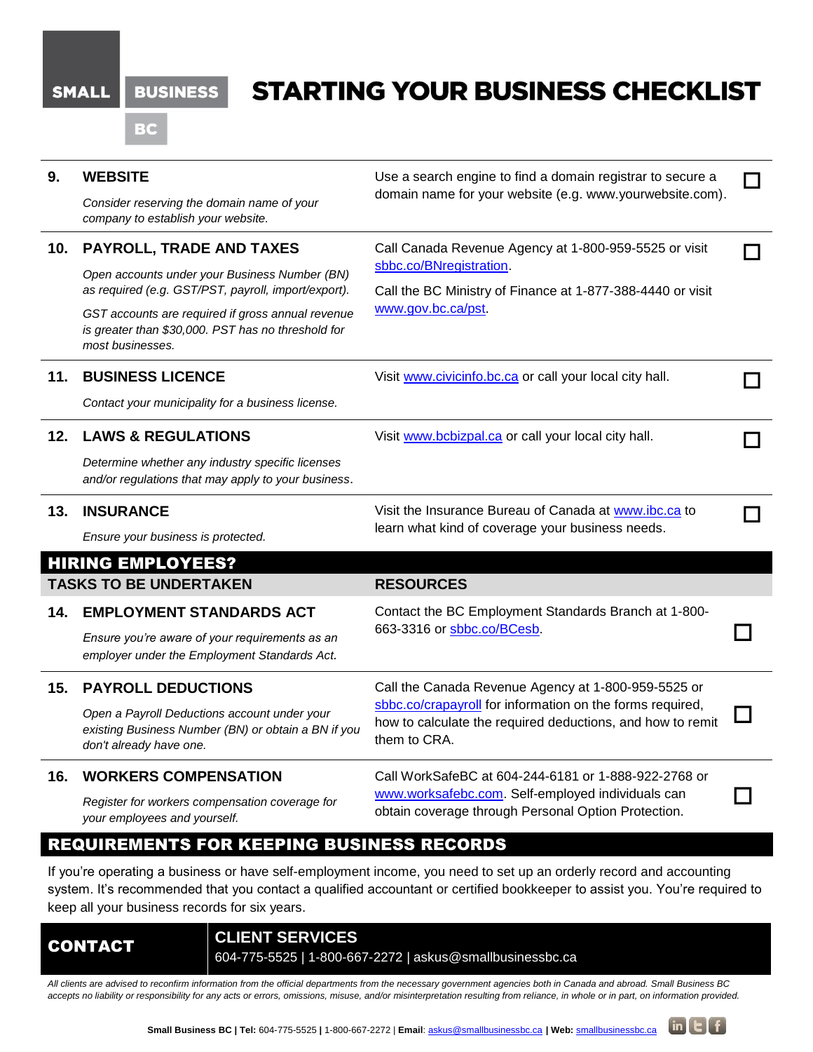SMALL BUSINESS BC

# STARTING YOUR BUSINESS CHECKLIST

| | | | |
|---|---|---|---|
| **9.** | **WEBSITE**<br><br>*Consider reserving the domain name of your company to establish your website.* | Use a search engine to find a domain registrar to secure a domain name for your website (e.g. www.yourwebsite.com). | ☐ |
| **10.** | **PAYROLL, TRADE AND TAXES**<br><br>*Open accounts under your Business Number (BN) as required (e.g. GST/PST, payroll, import/export).*<br><br>*GST accounts are required if gross annual revenue is greater than $30,000. PST has no threshold for most businesses.* | Call Canada Revenue Agency at 1-800-959-5525 or visit sbbc.co/BNregistration.<br><br>Call the BC Ministry of Finance at 1-877-388-4440 or visit www.gov.bc.ca/pst. | ☐ |
| **11.** | **BUSINESS LICENCE**<br><br>*Contact your municipality for a business license.* | Visit www.civicinfo.bc.ca or call your local city hall. | ☐ |
| **12.** | **LAWS & REGULATIONS**<br><br>*Determine whether any industry specific licenses and/or regulations that may apply to your business.* | Visit www.bcbizpal.ca or call your local city hall. | ☐ |
| **13.** | **INSURANCE**<br><br>*Ensure your business is protected.* | Visit the Insurance Bureau of Canada at www.ibc.ca to learn what kind of coverage your business needs. | ☐ |

## HIRING EMPLOYEES?

| | TASKS TO BE UNDERTAKEN | RESOURCES | |
|---|---|---|---|
| **14.** | **EMPLOYMENT STANDARDS ACT**<br><br>*Ensure you're aware of your requirements as an employer under the Employment Standards Act.* | Contact the BC Employment Standards Branch at 1-800-663-3316 or sbbc.co/BCesb. | ☐ |
| **15.** | **PAYROLL DEDUCTIONS**<br><br>*Open a Payroll Deductions account under your existing Business Number (BN) or obtain a BN if you don't already have one.* | Call the Canada Revenue Agency at 1-800-959-5525 or sbbc.co/crapayroll for information on the forms required, how to calculate the required deductions, and how to remit them to CRA. | ☐ |
| **16.** | **WORKERS COMPENSATION**<br><br>*Register for workers compensation coverage for your employees and yourself.* | Call WorkSafeBC at 604-244-6181 or 1-888-922-2768 or www.worksafebc.com. Self-employed individuals can obtain coverage through Personal Option Protection. | ☐ |

## REQUIREMENTS FOR KEEPING BUSINESS RECORDS

If you're operating a business or have self-employment income, you need to set up an orderly record and accounting system. It's recommended that you contact a qualified accountant or certified bookkeeper to assist you. You're required to keep all your business records for six years.

| | |
|---|---|
| **CONTACT** | **CLIENT SERVICES**<br>604-775-5525 \| 1-800-667-2272 \| askus@smallbusinessbc.ca |

*All clients are advised to reconfirm information from the official departments from the necessary government agencies both in Canada and abroad. Small Business BC accepts no liability or responsibility for any acts or errors, omissions, misuse, and/or misinterpretation resulting from reliance, in whole or in part, on information provided.*

**Small Business BC | Tel:** 604-775-5525 **|** 1-800-667-2272 **| Email**: askus@smallbusinessbc.ca **| Web:** smallbusinessbc.ca